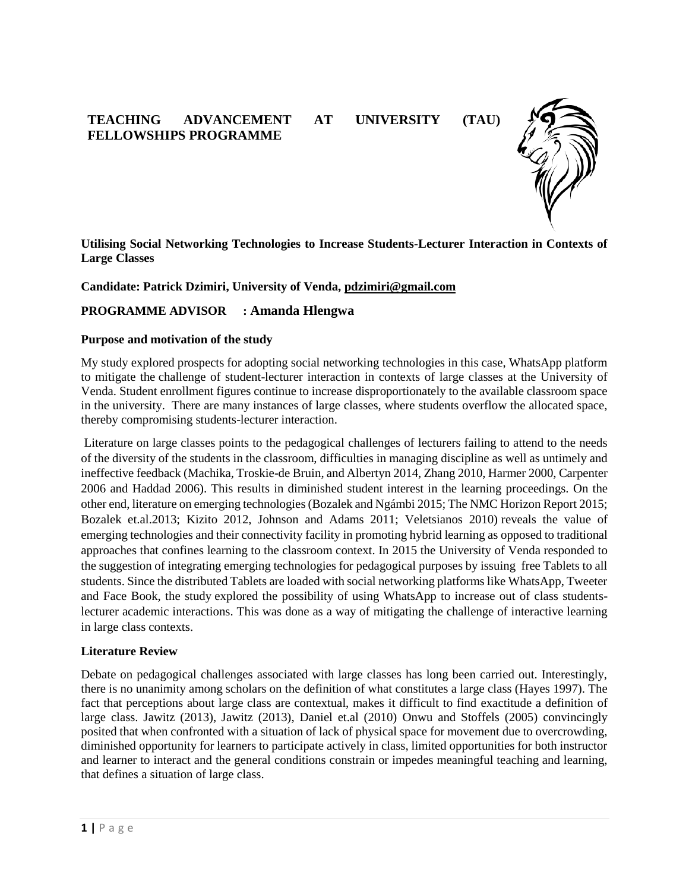# TEACHING ADVANCEMENT AT UNIVERSITY (TAU) FELLOWSHIPS PROGRAMME

**Utilising Social Networking Technologies to Increase Students-Lecturer Interaction in Contexts of Large Classes**

**Candidate: Patrick Dzimiri, University of Venda, pdzimiri@gmail.com**

**PROGRAMME ADVISOR : Amanda Hlengwa**

### Purpose and motivation of the study

My study explored prospects for adopting social networking technologies in this case, WhatsApp platform to mitigate the challenge of student-lecturer interaction in contexts of large classes at the University of Venda. Student enrollment figures continue to increase disproportionately to the available classroom space in the university. There are many instances of large classes, where students overflow the allocated space, thereby compromising students-lecturer interaction.

Literature on large classes points to the pedagogical challenges of lecturers failing to attend to the needs of the diversity of the students in the classroom, difficulties in managing discipline as well as untimely and ineffective feedback (Machika, Troskie-de Bruin, and Albertyn 2014, Zhang 2010, Harmer 2000, Carpenter 2006 and Haddad 2006). This results in diminished student interest in the learning proceedings. On the other end, literature on emerging technologies (Bozalek and Ngámbi 2015; The NMC Horizon Report 2015; Bozalek et.al.2013; Kizito 2012, Johnson and Adams 2011; Veletsianos 2010) reveals the value of emerging technologies and their connectivity facility in promoting hybrid learning as opposed to traditional approaches that confines learning to the classroom context. In 2015 the University of Venda responded to the suggestion of integrating emerging technologies for pedagogical purposes by issuing free Tablets to all students. Since the distributed Tablets are loaded with social networking platforms like WhatsApp, Tweeter and Face Book, the study explored the possibility of using WhatsApp to increase out of class students-lecturer academic interactions. This was done as a way of mitigating the challenge of interactive learning in large class contexts.

### Literature Review

Debate on pedagogical challenges associated with large classes has long been carried out. Interestingly, there is no unanimity among scholars on the definition of what constitutes a large class (Hayes 1997). The fact that perceptions about large class are contextual, makes it difficult to find exactitude a definition of large class. Jawitz (2013), Jawitz (2013), Daniel et.al (2010) Onwu and Stoffels (2005) convincingly posited that when confronted with a situation of lack of physical space for movement due to overcrowding, diminished opportunity for learners to participate actively in class, limited opportunities for both instructor and learner to interact and the general conditions constrain or impedes meaningful teaching and learning, that defines a situation of large class.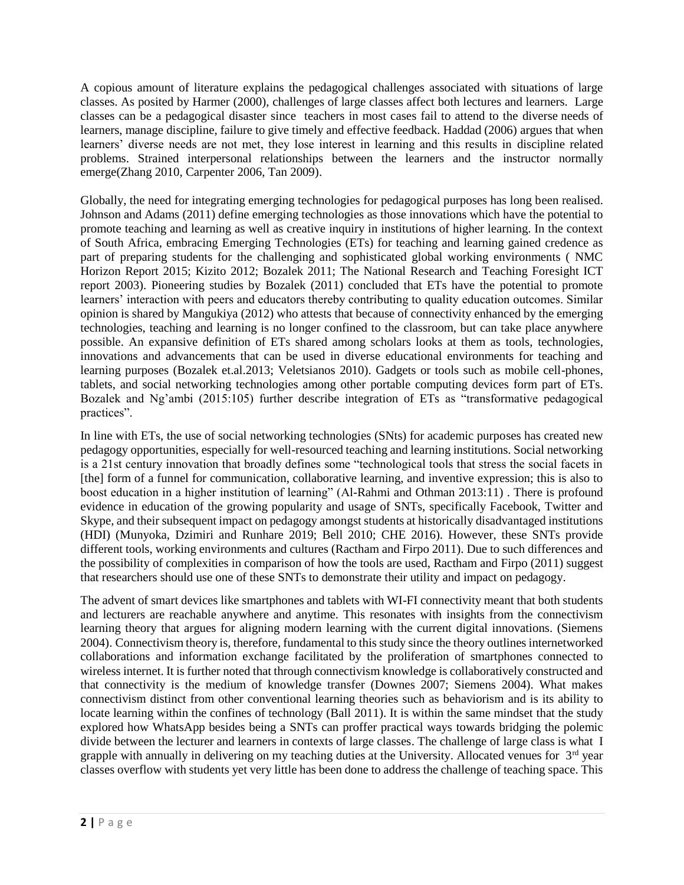A copious amount of literature explains the pedagogical challenges associated with situations of large classes. As posited by Harmer (2000), challenges of large classes affect both lectures and learners. Large classes can be a pedagogical disaster since teachers in most cases fail to attend to the diverse needs of learners, manage discipline, failure to give timely and effective feedback. Haddad (2006) argues that when learners' diverse needs are not met, they lose interest in learning and this results in discipline related problems. Strained interpersonal relationships between the learners and the instructor normally emerge(Zhang 2010, Carpenter 2006, Tan 2009).

Globally, the need for integrating emerging technologies for pedagogical purposes has long been realised. Johnson and Adams (2011) define emerging technologies as those innovations which have the potential to promote teaching and learning as well as creative inquiry in institutions of higher learning. In the context of South Africa, embracing Emerging Technologies (ETs) for teaching and learning gained credence as part of preparing students for the challenging and sophisticated global working environments ( NMC Horizon Report 2015; Kizito 2012; Bozalek 2011; The National Research and Teaching Foresight ICT report 2003). Pioneering studies by Bozalek (2011) concluded that ETs have the potential to promote learners' interaction with peers and educators thereby contributing to quality education outcomes. Similar opinion is shared by Mangukiya (2012) who attests that because of connectivity enhanced by the emerging technologies, teaching and learning is no longer confined to the classroom, but can take place anywhere possible. An expansive definition of ETs shared among scholars looks at them as tools, technologies, innovations and advancements that can be used in diverse educational environments for teaching and learning purposes (Bozalek et.al.2013; Veletsianos 2010). Gadgets or tools such as mobile cell-phones, tablets, and social networking technologies among other portable computing devices form part of ETs. Bozalek and Ng'ambi (2015:105) further describe integration of ETs as "transformative pedagogical practices".

In line with ETs, the use of social networking technologies (SNts) for academic purposes has created new pedagogy opportunities, especially for well-resourced teaching and learning institutions. Social networking is a 21st century innovation that broadly defines some "technological tools that stress the social facets in [the] form of a funnel for communication, collaborative learning, and inventive expression; this is also to boost education in a higher institution of learning" (Al-Rahmi and Othman 2013:11) . There is profound evidence in education of the growing popularity and usage of SNTs, specifically Facebook, Twitter and Skype, and their subsequent impact on pedagogy amongst students at historically disadvantaged institutions (HDI) (Munyoka, Dzimiri and Runhare 2019; Bell 2010; CHE 2016). However, these SNTs provide different tools, working environments and cultures (Ractham and Firpo 2011). Due to such differences and the possibility of complexities in comparison of how the tools are used, Ractham and Firpo (2011) suggest that researchers should use one of these SNTs to demonstrate their utility and impact on pedagogy.

The advent of smart devices like smartphones and tablets with WI-FI connectivity meant that both students and lecturers are reachable anywhere and anytime. This resonates with insights from the connectivism learning theory that argues for aligning modern learning with the current digital innovations. (Siemens 2004). Connectivism theory is, therefore, fundamental to this study since the theory outlines internetworked collaborations and information exchange facilitated by the proliferation of smartphones connected to wireless internet. It is further noted that through connectivism knowledge is collaboratively constructed and that connectivity is the medium of knowledge transfer (Downes 2007; Siemens 2004). What makes connectivism distinct from other conventional learning theories such as behaviorism and is its ability to locate learning within the confines of technology (Ball 2011). It is within the same mindset that the study explored how WhatsApp besides being a SNTs can proffer practical ways towards bridging the polemic divide between the lecturer and learners in contexts of large classes. The challenge of large class is what I grapple with annually in delivering on my teaching duties at the University. Allocated venues for 3rd year classes overflow with students yet very little has been done to address the challenge of teaching space. This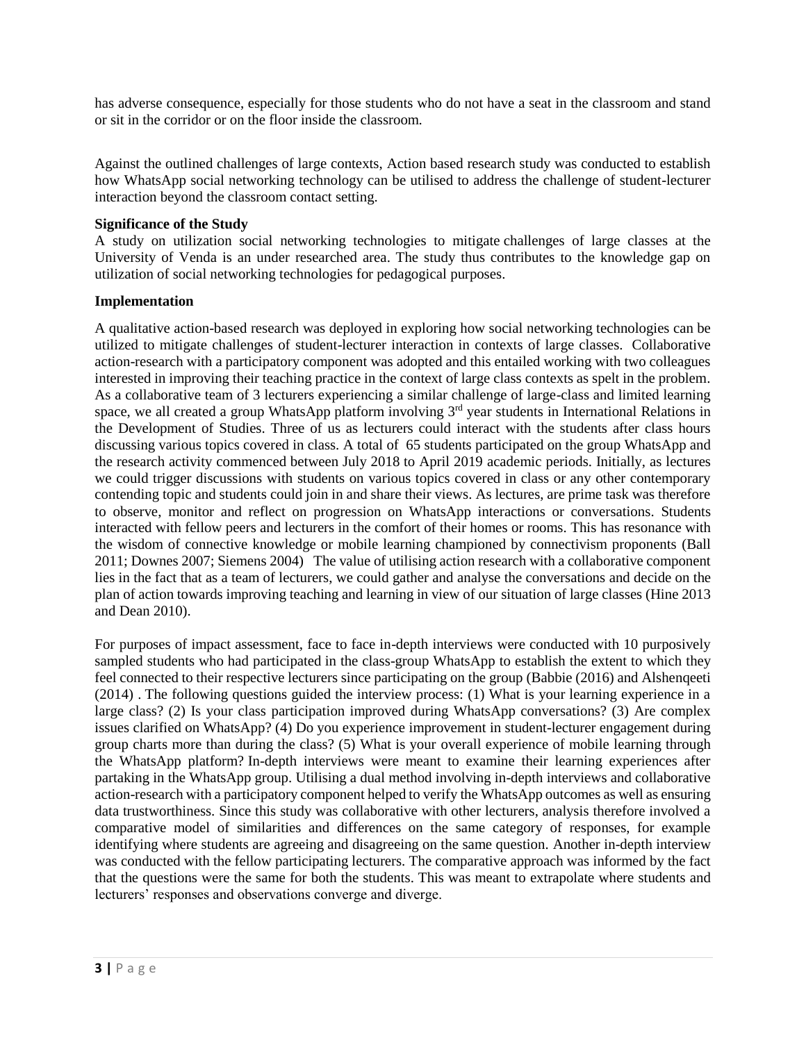has adverse consequence, especially for those students who do not have a seat in the classroom and stand or sit in the corridor or on the floor inside the classroom.

Against the outlined challenges of large contexts, Action based research study was conducted to establish how WhatsApp social networking technology can be utilised to address the challenge of student-lecturer interaction beyond the classroom contact setting.

**Significance of the Study**

A study on utilization social networking technologies to mitigate challenges of large classes at the University of Venda is an under researched area. The study thus contributes to the knowledge gap on utilization of social networking technologies for pedagogical purposes.

**Implementation**

A qualitative action-based research was deployed in exploring how social networking technologies can be utilized to mitigate challenges of student-lecturer interaction in contexts of large classes. Collaborative action-research with a participatory component was adopted and this entailed working with two colleagues interested in improving their teaching practice in the context of large class contexts as spelt in the problem. As a collaborative team of 3 lecturers experiencing a similar challenge of large-class and limited learning space, we all created a group WhatsApp platform involving 3rd year students in International Relations in the Development of Studies. Three of us as lecturers could interact with the students after class hours discussing various topics covered in class. A total of 65 students participated on the group WhatsApp and the research activity commenced between July 2018 to April 2019 academic periods. Initially, as lectures we could trigger discussions with students on various topics covered in class or any other contemporary contending topic and students could join in and share their views. As lectures, are prime task was therefore to observe, monitor and reflect on progression on WhatsApp interactions or conversations. Students interacted with fellow peers and lecturers in the comfort of their homes or rooms. This has resonance with the wisdom of connective knowledge or mobile learning championed by connectivism proponents (Ball 2011; Downes 2007; Siemens 2004) The value of utilising action research with a collaborative component lies in the fact that as a team of lecturers, we could gather and analyse the conversations and decide on the plan of action towards improving teaching and learning in view of our situation of large classes (Hine 2013 and Dean 2010).

For purposes of impact assessment, face to face in-depth interviews were conducted with 10 purposively sampled students who had participated in the class-group WhatsApp to establish the extent to which they feel connected to their respective lecturers since participating on the group (Babbie (2016) and Alshenqeeti (2014) . The following questions guided the interview process: (1) What is your learning experience in a large class? (2) Is your class participation improved during WhatsApp conversations? (3) Are complex issues clarified on WhatsApp? (4) Do you experience improvement in student-lecturer engagement during group charts more than during the class? (5) What is your overall experience of mobile learning through the WhatsApp platform? In-depth interviews were meant to examine their learning experiences after partaking in the WhatsApp group. Utilising a dual method involving in-depth interviews and collaborative action-research with a participatory component helped to verify the WhatsApp outcomes as well as ensuring data trustworthiness. Since this study was collaborative with other lecturers, analysis therefore involved a comparative model of similarities and differences on the same category of responses, for example identifying where students are agreeing and disagreeing on the same question. Another in-depth interview was conducted with the fellow participating lecturers. The comparative approach was informed by the fact that the questions were the same for both the students. This was meant to extrapolate where students and lecturers' responses and observations converge and diverge.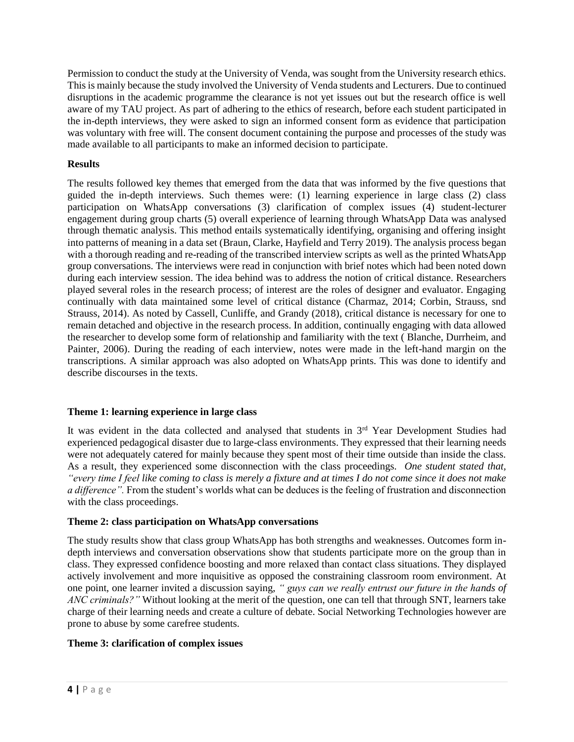Permission to conduct the study at the University of Venda, was sought from the University research ethics. This is mainly because the study involved the University of Venda students and Lecturers. Due to continued disruptions in the academic programme the clearance is not yet issues out but the research office is well aware of my TAU project. As part of adhering to the ethics of research, before each student participated in the in-depth interviews, they were asked to sign an informed consent form as evidence that participation was voluntary with free will. The consent document containing the purpose and processes of the study was made available to all participants to make an informed decision to participate.

**Results**

The results followed key themes that emerged from the data that was informed by the five questions that guided the in-depth interviews. Such themes were: (1) learning experience in large class (2) class participation on WhatsApp conversations (3) clarification of complex issues (4) student-lecturer engagement during group charts (5) overall experience of learning through WhatsApp Data was analysed through thematic analysis. This method entails systematically identifying, organising and offering insight into patterns of meaning in a data set (Braun, Clarke, Hayfield and Terry 2019). The analysis process began with a thorough reading and re-reading of the transcribed interview scripts as well as the printed WhatsApp group conversations. The interviews were read in conjunction with brief notes which had been noted down during each interview session. The idea behind was to address the notion of critical distance. Researchers played several roles in the research process; of interest are the roles of designer and evaluator. Engaging continually with data maintained some level of critical distance (Charmaz, 2014; Corbin, Strauss, snd Strauss, 2014). As noted by Cassell, Cunliffe, and Grandy (2018), critical distance is necessary for one to remain detached and objective in the research process. In addition, continually engaging with data allowed the researcher to develop some form of relationship and familiarity with the text ( Blanche, Durrheim, and Painter, 2006). During the reading of each interview, notes were made in the left-hand margin on the transcriptions. A similar approach was also adopted on WhatsApp prints. This was done to identify and describe discourses in the texts.

**Theme 1: learning experience in large class**

It was evident in the data collected and analysed that students in 3rd Year Development Studies had experienced pedagogical disaster due to large-class environments. They expressed that their learning needs were not adequately catered for mainly because they spent most of their time outside than inside the class. As a result, they experienced some disconnection with the class proceedings. *One student stated that, "every time I feel like coming to class is merely a fixture and at times I do not come since it does not make a difference".* From the student's worlds what can be deduces is the feeling of frustration and disconnection with the class proceedings.

**Theme 2: class participation on WhatsApp conversations**

The study results show that class group WhatsApp has both strengths and weaknesses. Outcomes form in-depth interviews and conversation observations show that students participate more on the group than in class. They expressed confidence boosting and more relaxed than contact class situations. They displayed actively involvement and more inquisitive as opposed the constraining classroom room environment. At one point, one learner invited a discussion saying, *" guys can we really entrust our future in the hands of ANC criminals?"* Without looking at the merit of the question, one can tell that through SNT, learners take charge of their learning needs and create a culture of debate. Social Networking Technologies however are prone to abuse by some carefree students.

**Theme 3: clarification of complex issues**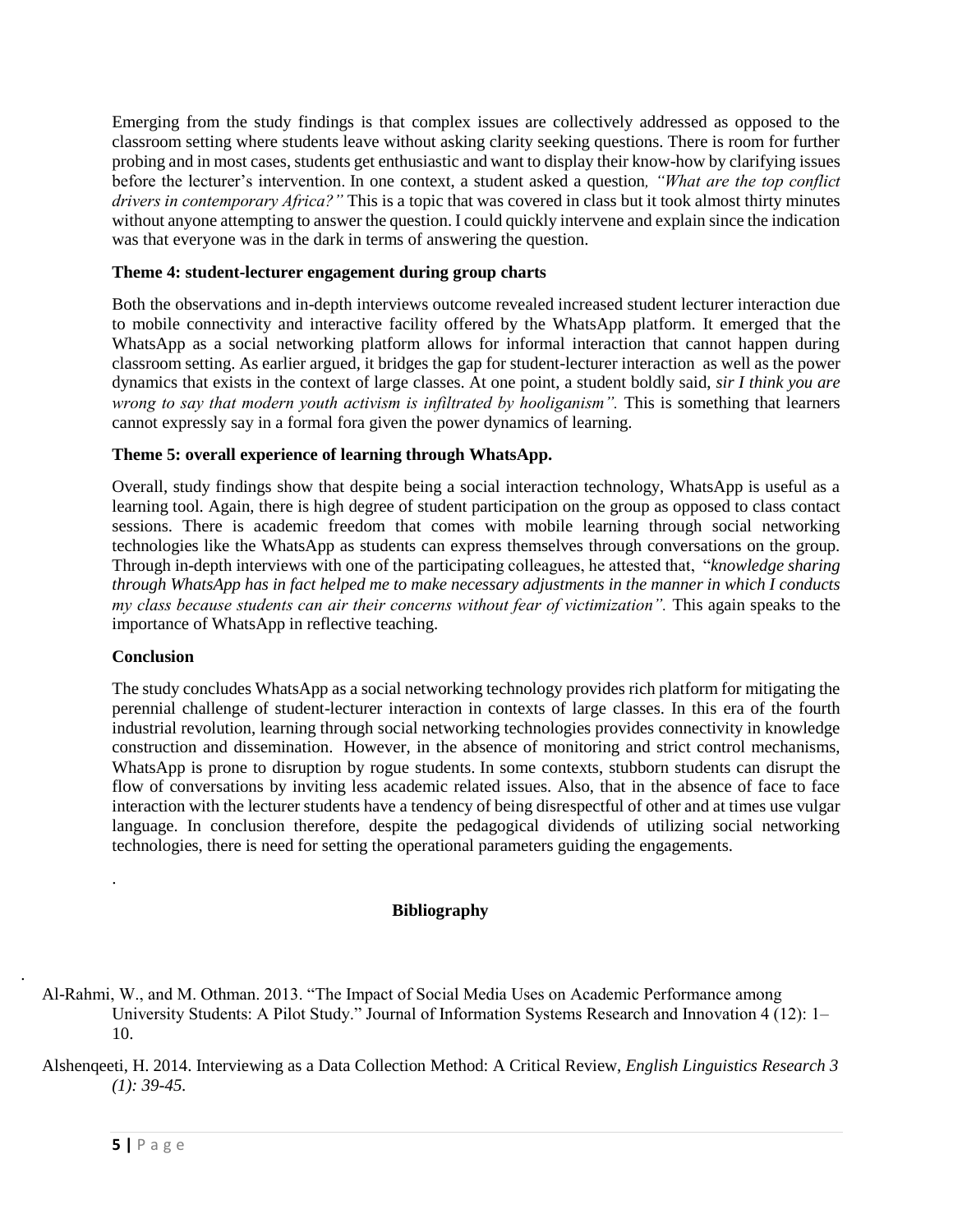Emerging from the study findings is that complex issues are collectively addressed as opposed to the classroom setting where students leave without asking clarity seeking questions. There is room for further probing and in most cases, students get enthusiastic and want to display their know-how by clarifying issues before the lecturer's intervention. In one context, a student asked a question*, "What are the top conflict drivers in contemporary Africa?"* This is a topic that was covered in class but it took almost thirty minutes without anyone attempting to answer the question. I could quickly intervene and explain since the indication was that everyone was in the dark in terms of answering the question.

**Theme 4: student-lecturer engagement during group charts**

Both the observations and in-depth interviews outcome revealed increased student lecturer interaction due to mobile connectivity and interactive facility offered by the WhatsApp platform. It emerged that the WhatsApp as a social networking platform allows for informal interaction that cannot happen during classroom setting. As earlier argued, it bridges the gap for student-lecturer interaction as well as the power dynamics that exists in the context of large classes. At one point, a student boldly said, *sir I think you are wrong to say that modern youth activism is infiltrated by hooliganism".* This is something that learners cannot expressly say in a formal fora given the power dynamics of learning.

**Theme 5: overall experience of learning through WhatsApp.**

Overall, study findings show that despite being a social interaction technology, WhatsApp is useful as a learning tool. Again, there is high degree of student participation on the group as opposed to class contact sessions. There is academic freedom that comes with mobile learning through social networking technologies like the WhatsApp as students can express themselves through conversations on the group. Through in-depth interviews with one of the participating colleagues, he attested that, "*knowledge sharing through WhatsApp has in fact helped me to make necessary adjustments in the manner in which I conducts my class because students can air their concerns without fear of victimization".* This again speaks to the importance of WhatsApp in reflective teaching.

**Conclusion**

The study concludes WhatsApp as a social networking technology provides rich platform for mitigating the perennial challenge of student-lecturer interaction in contexts of large classes. In this era of the fourth industrial revolution, learning through social networking technologies provides connectivity in knowledge construction and dissemination. However, in the absence of monitoring and strict control mechanisms, WhatsApp is prone to disruption by rogue students. In some contexts, stubborn students can disrupt the flow of conversations by inviting less academic related issues. Also, that in the absence of face to face interaction with the lecturer students have a tendency of being disrespectful of other and at times use vulgar language. In conclusion therefore, despite the pedagogical dividends of utilizing social networking technologies, there is need for setting the operational parameters guiding the engagements.

.

**Bibliography**

.

Al-Rahmi, W., and M. Othman. 2013. "The Impact of Social Media Uses on Academic Performance among University Students: A Pilot Study." Journal of Information Systems Research and Innovation 4 (12): 1–10.

Alshenqeeti, H. 2014. Interviewing as a Data Collection Method: A Critical Review, *English Linguistics Research 3 (1): 39-45.*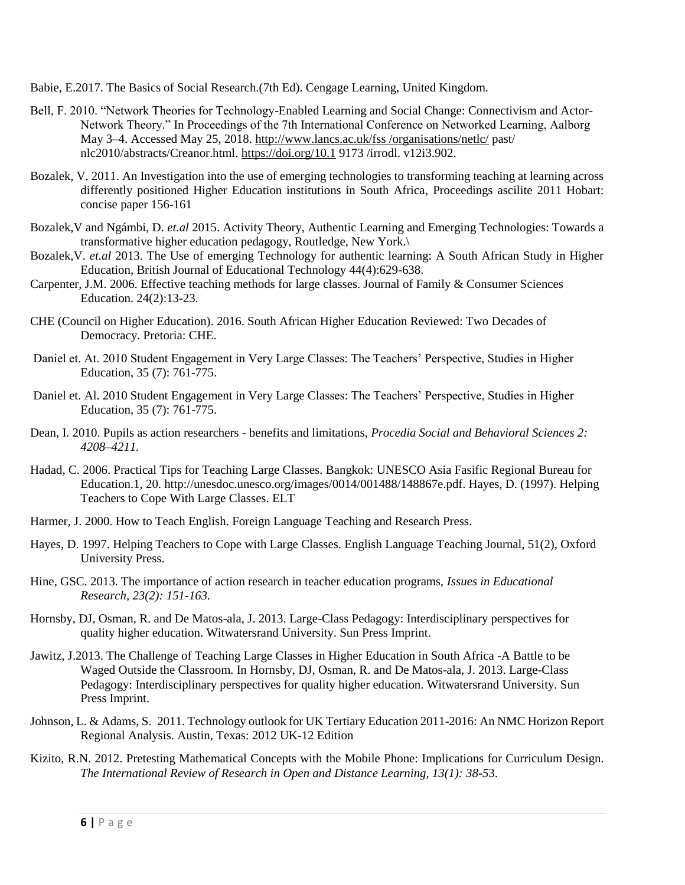Babie, E.2017. The Basics of Social Research.(7th Ed). Cengage Learning, United Kingdom.

Bell, F. 2010. "Network Theories for Technology-Enabled Learning and Social Change: Connectivism and Actor-Network Theory." In Proceedings of the 7th International Conference on Networked Learning, Aalborg May 3–4. Accessed May 25, 2018. http://www.lancs.ac.uk/fss /organisations/netlc/ past/ nlc2010/abstracts/Creanor.html. https://doi.org/10.1 9173 /irrodl. v12i3.902.

Bozalek, V. 2011. An Investigation into the use of emerging technologies to transforming teaching at learning across differently positioned Higher Education institutions in South Africa, Proceedings ascilite 2011 Hobart: concise paper 156-161

Bozalek,V and Ngámbi, D. *et.al* 2015. Activity Theory, Authentic Learning and Emerging Technologies: Towards a transformative higher education pedagogy, Routledge, New York.\

Bozalek,V. *et.al* 2013. The Use of emerging Technology for authentic learning: A South African Study in Higher Education, British Journal of Educational Technology 44(4):629-638.

Carpenter, J.M. 2006. Effective teaching methods for large classes. Journal of Family & Consumer Sciences Education. 24(2):13-23.

CHE (Council on Higher Education). 2016. South African Higher Education Reviewed: Two Decades of Democracy. Pretoria: CHE.

Daniel et. At. 2010 Student Engagement in Very Large Classes: The Teachers' Perspective, Studies in Higher Education, 35 (7): 761-775.

Daniel et. Al. 2010 Student Engagement in Very Large Classes: The Teachers' Perspective, Studies in Higher Education, 35 (7): 761-775.

Dean, I. 2010. Pupils as action researchers - benefits and limitations, *Procedia Social and Behavioral Sciences 2: 4208–4211.*

Hadad, C. 2006. Practical Tips for Teaching Large Classes. Bangkok: UNESCO Asia Fasific Regional Bureau for Education.1, 20. http://unesdoc.unesco.org/images/0014/001488/148867e.pdf. Hayes, D. (1997). Helping Teachers to Cope With Large Classes. ELT

Harmer, J. 2000. How to Teach English. Foreign Language Teaching and Research Press.

Hayes, D. 1997. Helping Teachers to Cope with Large Classes. English Language Teaching Journal, 51(2), Oxford University Press.

Hine, GSC. 2013. The importance of action research in teacher education programs, *Issues in Educational Research, 23(2): 151-163.*

Hornsby, DJ, Osman, R. and De Matos-ala, J. 2013. Large-Class Pedagogy: Interdisciplinary perspectives for quality higher education. Witwatersrand University. Sun Press Imprint.

Jawitz, J.2013. The Challenge of Teaching Large Classes in Higher Education in South Africa -A Battle to be Waged Outside the Classroom. In Hornsby, DJ, Osman, R. and De Matos-ala, J. 2013. Large-Class Pedagogy: Interdisciplinary perspectives for quality higher education. Witwatersrand University. Sun Press Imprint.

Johnson, L. & Adams, S. 2011. Technology outlook for UK Tertiary Education 2011-2016: An NMC Horizon Report Regional Analysis. Austin, Texas: 2012 UK-12 Edition

Kizito, R.N. 2012. Pretesting Mathematical Concepts with the Mobile Phone: Implications for Curriculum Design. *The International Review of Research in Open and Distance Learning, 13(1): 38-5*3.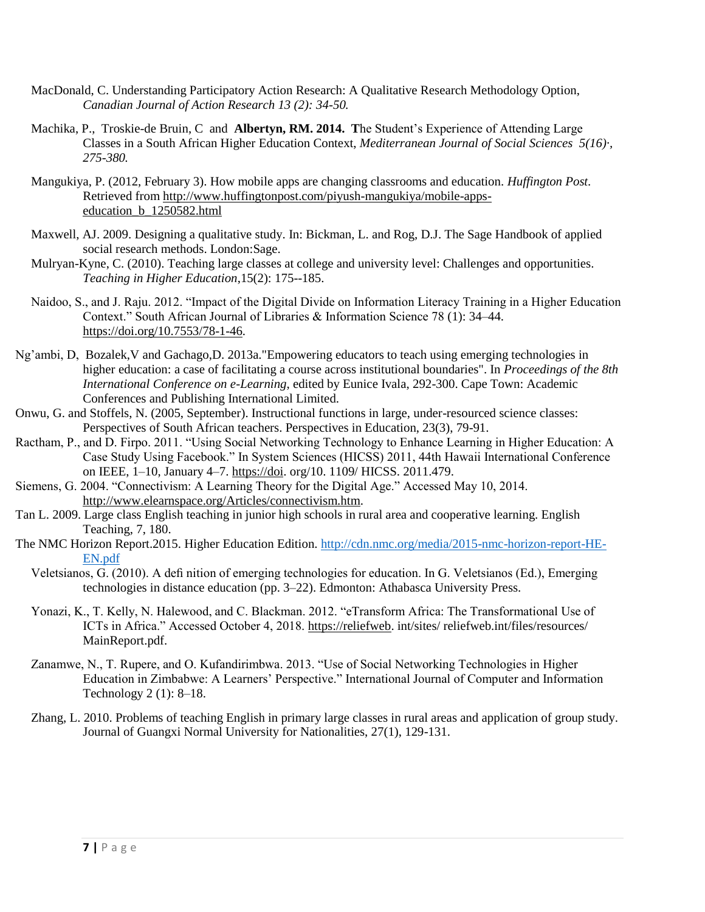MacDonald, C. Understanding Participatory Action Research: A Qualitative Research Methodology Option, *Canadian Journal of Action Research 13 (2): 34-50.*

Machika, P., Troskie-de Bruin, C and **Albertyn, RM. 2014. T**he Student's Experience of Attending Large Classes in a South African Higher Education Context, *Mediterranean Journal of Social Sciences 5(16)·, 275-380.*

Mangukiya, P. (2012, February 3). How mobile apps are changing classrooms and education. *Huffington Post*. Retrieved from http://www.huffingtonpost.com/piyush-mangukiya/mobile-apps-education_b_1250582.html

Maxwell, AJ. 2009. Designing a qualitative study. In: Bickman, L. and Rog, D.J. The Sage Handbook of applied social research methods. London:Sage.

Mulryan-Kyne, C. (2010). Teaching large classes at college and university level: Challenges and opportunities. *Teaching in Higher Education*,15(2): 175--185.

Naidoo, S., and J. Raju. 2012. "Impact of the Digital Divide on Information Literacy Training in a Higher Education Context." South African Journal of Libraries & Information Science 78 (1): 34–44. https://doi.org/10.7553/78-1-46.

Ng'ambi, D, Bozalek,V and Gachago,D. 2013a."Empowering educators to teach using emerging technologies in higher education: a case of facilitating a course across institutional boundaries". In *Proceedings of the 8th International Conference on e-Learning*, edited by Eunice Ivala, 292-300. Cape Town: Academic Conferences and Publishing International Limited.

Onwu, G. and Stoffels, N. (2005, September). Instructional functions in large, under-resourced science classes: Perspectives of South African teachers. Perspectives in Education, 23(3), 79-91.

Ractham, P., and D. Firpo. 2011. "Using Social Networking Technology to Enhance Learning in Higher Education: A Case Study Using Facebook." In System Sciences (HICSS) 2011, 44th Hawaii International Conference on IEEE, 1–10, January 4–7. https://doi. org/10. 1109/ HICSS. 2011.479.

Siemens, G. 2004. "Connectivism: A Learning Theory for the Digital Age." Accessed May 10, 2014. http://www.elearnspace.org/Articles/connectivism.htm.

Tan L. 2009. Large class English teaching in junior high schools in rural area and cooperative learning. English Teaching, 7, 180.

The NMC Horizon Report.2015. Higher Education Edition. http://cdn.nmc.org/media/2015-nmc-horizon-report-HE-EN.pdf

Veletsianos, G. (2010). A defi nition of emerging technologies for education. In G. Veletsianos (Ed.), Emerging technologies in distance education (pp. 3–22). Edmonton: Athabasca University Press.

Yonazi, K., T. Kelly, N. Halewood, and C. Blackman. 2012. "eTransform Africa: The Transformational Use of ICTs in Africa." Accessed October 4, 2018. https://reliefweb. int/sites/ reliefweb.int/files/resources/ MainReport.pdf.

Zanamwe, N., T. Rupere, and O. Kufandirimbwa. 2013. "Use of Social Networking Technologies in Higher Education in Zimbabwe: A Learners' Perspective." International Journal of Computer and Information Technology 2 (1): 8–18.

Zhang, L. 2010. Problems of teaching English in primary large classes in rural areas and application of group study. Journal of Guangxi Normal University for Nationalities, 27(1), 129-131.